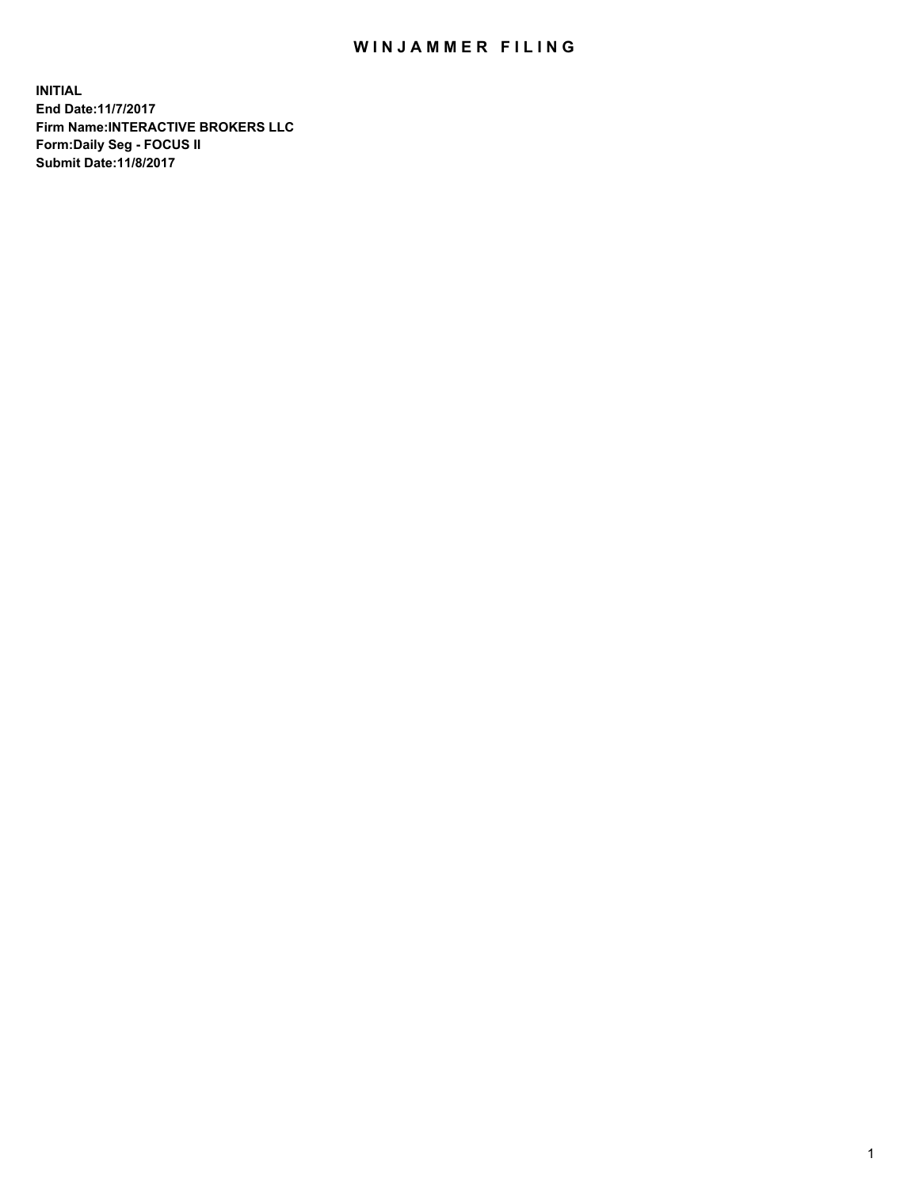# WINJAMMER FILING

**INITIAL**
**End Date:11/7/2017**
**Firm Name:INTERACTIVE BROKERS LLC**
**Form:Daily Seg - FOCUS II**
**Submit Date:11/8/2017**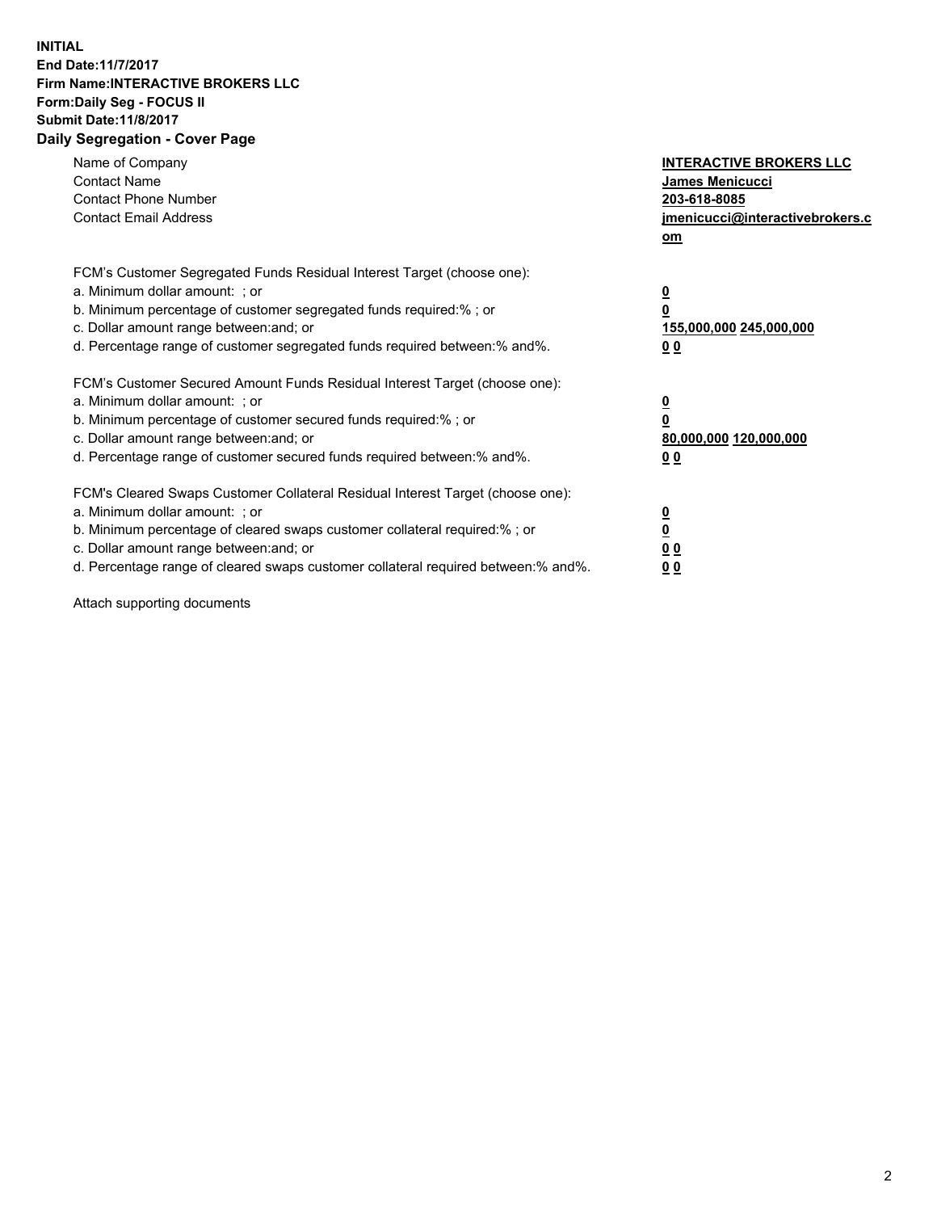**INITIAL**
**End Date:11/7/2017**
**Firm Name:INTERACTIVE BROKERS LLC**
**Form:Daily Seg - FOCUS II**
**Submit Date:11/8/2017**

## Daily Segregation - Cover Page

| | |
|---|---|
| Name of Company | **INTERACTIVE BROKERS LLC** |
| Contact Name | **James Menicucci** |
| Contact Phone Number | **203-618-8085** |
| Contact Email Address | **jmenicucci@interactivebrokers.com** |

| | |
|---|---|
| FCM's Customer Segregated Funds Residual Interest Target (choose one): | |
| a. Minimum dollar amount: ; or | **0** |
| b. Minimum percentage of customer segregated funds required:% ; or | **0** |
| c. Dollar amount range between:and; or | **155,000,000 245,000,000** |
| d. Percentage range of customer segregated funds required between:% and%. | **0 0** |
| FCM's Customer Secured Amount Funds Residual Interest Target (choose one): | |
| a. Minimum dollar amount: ; or | **0** |
| b. Minimum percentage of customer secured funds required:% ; or | **0** |
| c. Dollar amount range between:and; or | **80,000,000 120,000,000** |
| d. Percentage range of customer secured funds required between:% and%. | **0 0** |
| FCM's Cleared Swaps Customer Collateral Residual Interest Target (choose one): | |
| a. Minimum dollar amount: ; or | **0** |
| b. Minimum percentage of cleared swaps customer collateral required:% ; or | **0** |
| c. Dollar amount range between:and; or | **0 0** |
| d. Percentage range of cleared swaps customer collateral required between:% and%. | **0 0** |

Attach supporting documents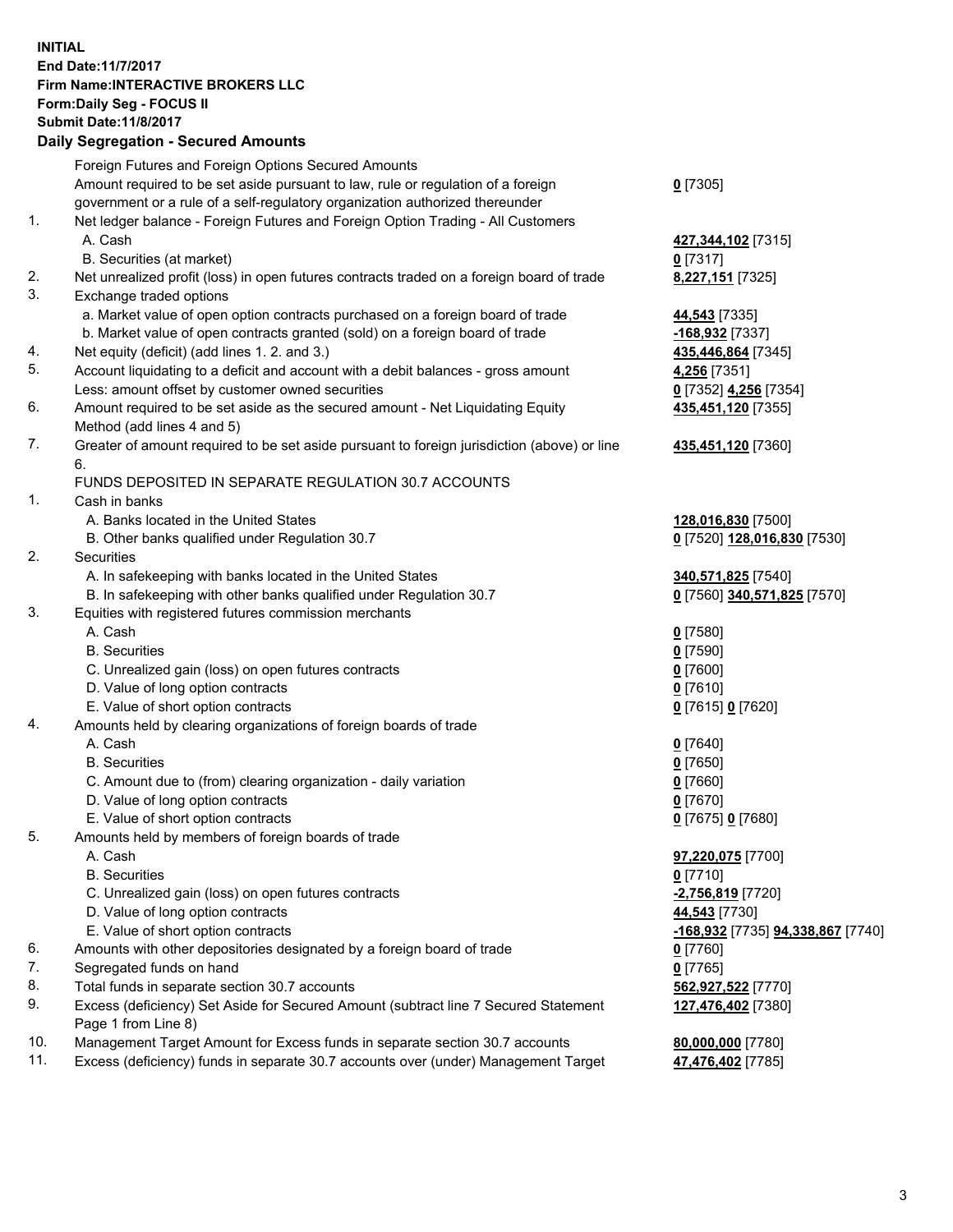**INITIAL**
**End Date:11/7/2017**
**Firm Name:INTERACTIVE BROKERS LLC**
**Form:Daily Seg - FOCUS II**
**Submit Date:11/8/2017**

## Daily Segregation - Secured Amounts

| | | |
|---|---|---|
| | Foreign Futures and Foreign Options Secured Amounts | |
| | Amount required to be set aside pursuant to law, rule or regulation of a foreign government or a rule of a self-regulatory organization authorized thereunder | **0** [7305] |
| 1. | Net ledger balance - Foreign Futures and Foreign Option Trading - All Customers | |
| | A. Cash | **427,344,102** [7315] |
| | B. Securities (at market) | **0** [7317] |
| 2. | Net unrealized profit (loss) in open futures contracts traded on a foreign board of trade | **8,227,151** [7325] |
| 3. | Exchange traded options | |
| | a. Market value of open option contracts purchased on a foreign board of trade | **44,543** [7335] |
| | b. Market value of open contracts granted (sold) on a foreign board of trade | **-168,932** [7337] |
| 4. | Net equity (deficit) (add lines 1. 2. and 3.) | **435,446,864** [7345] |
| 5. | Account liquidating to a deficit and account with a debit balances - gross amount | **4,256** [7351] |
| | Less: amount offset by customer owned securities | **0** [7352] **4,256** [7354] |
| 6. | Amount required to be set aside as the secured amount - Net Liquidating Equity Method (add lines 4 and 5) | **435,451,120** [7355] |
| 7. | Greater of amount required to be set aside pursuant to foreign jurisdiction (above) or line 6. | **435,451,120** [7360] |
| | FUNDS DEPOSITED IN SEPARATE REGULATION 30.7 ACCOUNTS | |
| 1. | Cash in banks | |
| | A. Banks located in the United States | **128,016,830** [7500] |
| | B. Other banks qualified under Regulation 30.7 | **0** [7520] **128,016,830** [7530] |
| 2. | Securities | |
| | A. In safekeeping with banks located in the United States | **340,571,825** [7540] |
| | B. In safekeeping with other banks qualified under Regulation 30.7 | **0** [7560] **340,571,825** [7570] |
| 3. | Equities with registered futures commission merchants | |
| | A. Cash | **0** [7580] |
| | B. Securities | **0** [7590] |
| | C. Unrealized gain (loss) on open futures contracts | **0** [7600] |
| | D. Value of long option contracts | **0** [7610] |
| | E. Value of short option contracts | **0** [7615] **0** [7620] |
| 4. | Amounts held by clearing organizations of foreign boards of trade | |
| | A. Cash | **0** [7640] |
| | B. Securities | **0** [7650] |
| | C. Amount due to (from) clearing organization - daily variation | **0** [7660] |
| | D. Value of long option contracts | **0** [7670] |
| | E. Value of short option contracts | **0** [7675] **0** [7680] |
| 5. | Amounts held by members of foreign boards of trade | |
| | A. Cash | **97,220,075** [7700] |
| | B. Securities | **0** [7710] |
| | C. Unrealized gain (loss) on open futures contracts | **-2,756,819** [7720] |
| | D. Value of long option contracts | **44,543** [7730] |
| | E. Value of short option contracts | **-168,932** [7735] **94,338,867** [7740] |
| 6. | Amounts with other depositories designated by a foreign board of trade | **0** [7760] |
| 7. | Segregated funds on hand | **0** [7765] |
| 8. | Total funds in separate section 30.7 accounts | **562,927,522** [7770] |
| 9. | Excess (deficiency) Set Aside for Secured Amount (subtract line 7 Secured Statement Page 1 from Line 8) | **127,476,402** [7380] |
| 10. | Management Target Amount for Excess funds in separate section 30.7 accounts | **80,000,000** [7780] |
| 11. | Excess (deficiency) funds in separate 30.7 accounts over (under) Management Target | **47,476,402** [7785] |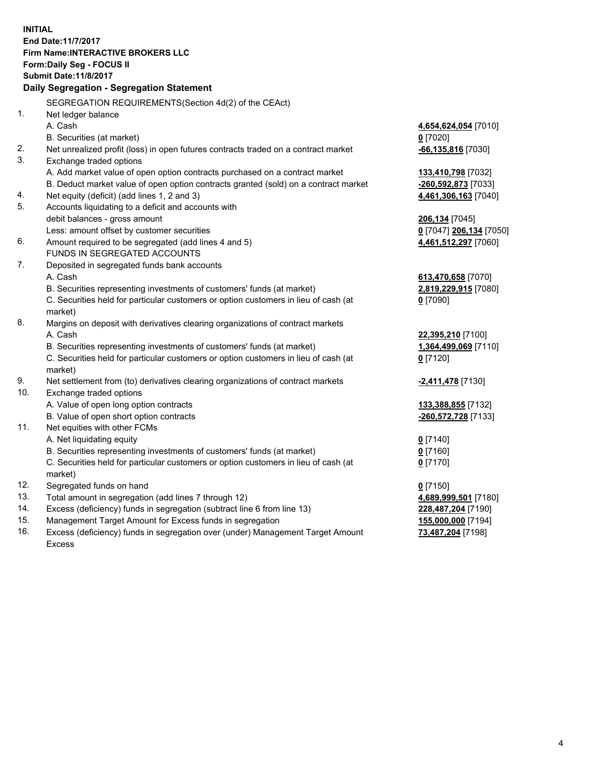**INITIAL**
**End Date:11/7/2017**
**Firm Name:INTERACTIVE BROKERS LLC**
**Form:Daily Seg - FOCUS II**
**Submit Date:11/8/2017**

### Daily Segregation - Segregation Statement

| | | |
|---|---|---|
| | SEGREGATION REQUIREMENTS(Section 4d(2) of the CEAct) | |
| 1. | Net ledger balance | |
| | A. Cash | **4,654,624,054** [7010] |
| | B. Securities (at market) | **0** [7020] |
| 2. | Net unrealized profit (loss) in open futures contracts traded on a contract market | **-66,135,816** [7030] |
| 3. | Exchange traded options | |
| | A. Add market value of open option contracts purchased on a contract market | **133,410,798** [7032] |
| | B. Deduct market value of open option contracts granted (sold) on a contract market | **-260,592,873** [7033] |
| 4. | Net equity (deficit) (add lines 1, 2 and 3) | **4,461,306,163** [7040] |
| 5. | Accounts liquidating to a deficit and accounts with | |
| | debit balances - gross amount | **206,134** [7045] |
| | Less: amount offset by customer securities | **0** [7047] **206,134** [7050] |
| 6. | Amount required to be segregated (add lines 4 and 5) | **4,461,512,297** [7060] |
| | FUNDS IN SEGREGATED ACCOUNTS | |
| 7. | Deposited in segregated funds bank accounts | |
| | A. Cash | **613,470,658** [7070] |
| | B. Securities representing investments of customers' funds (at market) | **2,819,229,915** [7080] |
| | C. Securities held for particular customers or option customers in lieu of cash (at market) | **0** [7090] |
| 8. | Margins on deposit with derivatives clearing organizations of contract markets | |
| | A. Cash | **22,395,210** [7100] |
| | B. Securities representing investments of customers' funds (at market) | **1,364,499,069** [7110] |
| | C. Securities held for particular customers or option customers in lieu of cash (at market) | **0** [7120] |
| 9. | Net settlement from (to) derivatives clearing organizations of contract markets | **-2,411,478** [7130] |
| 10. | Exchange traded options | |
| | A. Value of open long option contracts | **133,388,855** [7132] |
| | B. Value of open short option contracts | **-260,572,728** [7133] |
| 11. | Net equities with other FCMs | |
| | A. Net liquidating equity | **0** [7140] |
| | B. Securities representing investments of customers' funds (at market) | **0** [7160] |
| | C. Securities held for particular customers or option customers in lieu of cash (at market) | **0** [7170] |
| 12. | Segregated funds on hand | **0** [7150] |
| 13. | Total amount in segregation (add lines 7 through 12) | **4,689,999,501** [7180] |
| 14. | Excess (deficiency) funds in segregation (subtract line 6 from line 13) | **228,487,204** [7190] |
| 15. | Management Target Amount for Excess funds in segregation | **155,000,000** [7194] |
| 16. | Excess (deficiency) funds in segregation over (under) Management Target Amount Excess | **73,487,204** [7198] |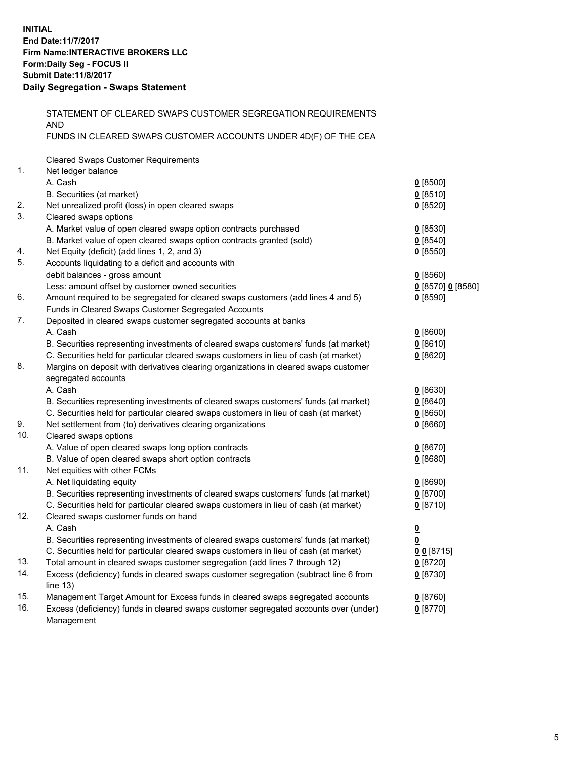**INITIAL**
**End Date:11/7/2017**
**Firm Name:INTERACTIVE BROKERS LLC**
**Form:Daily Seg - FOCUS II**
**Submit Date:11/8/2017**
**Daily Segregation - Swaps Statement**

STATEMENT OF CLEARED SWAPS CUSTOMER SEGREGATION REQUIREMENTS AND FUNDS IN CLEARED SWAPS CUSTOMER ACCOUNTS UNDER 4D(F) OF THE CEA

| | | |
|---|---|---|
| | Cleared Swaps Customer Requirements | |
| 1. | Net ledger balance | |
| | A. Cash | 0 [8500] |
| | B. Securities (at market) | 0 [8510] |
| 2. | Net unrealized profit (loss) in open cleared swaps | 0 [8520] |
| 3. | Cleared swaps options | |
| | A. Market value of open cleared swaps option contracts purchased | 0 [8530] |
| | B. Market value of open cleared swaps option contracts granted (sold) | 0 [8540] |
| 4. | Net Equity (deficit) (add lines 1, 2, and 3) | 0 [8550] |
| 5. | Accounts liquidating to a deficit and accounts with debit balances - gross amount | 0 [8560] |
| | Less: amount offset by customer owned securities | 0 [8570] 0 [8580] |
| 6. | Amount required to be segregated for cleared swaps customers (add lines 4 and 5) | 0 [8590] |
| | Funds in Cleared Swaps Customer Segregated Accounts | |
| 7. | Deposited in cleared swaps customer segregated accounts at banks | |
| | A. Cash | 0 [8600] |
| | B. Securities representing investments of cleared swaps customers' funds (at market) | 0 [8610] |
| | C. Securities held for particular cleared swaps customers in lieu of cash (at market) | 0 [8620] |
| 8. | Margins on deposit with derivatives clearing organizations in cleared swaps customer segregated accounts | |
| | A. Cash | 0 [8630] |
| | B. Securities representing investments of cleared swaps customers' funds (at market) | 0 [8640] |
| | C. Securities held for particular cleared swaps customers in lieu of cash (at market) | 0 [8650] |
| 9. | Net settlement from (to) derivatives clearing organizations | 0 [8660] |
| 10. | Cleared swaps options | |
| | A. Value of open cleared swaps long option contracts | 0 [8670] |
| | B. Value of open cleared swaps short option contracts | 0 [8680] |
| 11. | Net equities with other FCMs | |
| | A. Net liquidating equity | 0 [8690] |
| | B. Securities representing investments of cleared swaps customers' funds (at market) | 0 [8700] |
| | C. Securities held for particular cleared swaps customers in lieu of cash (at market) | 0 [8710] |
| 12. | Cleared swaps customer funds on hand | |
| | A. Cash | 0 |
| | B. Securities representing investments of cleared swaps customers' funds (at market) | 0 |
| | C. Securities held for particular cleared swaps customers in lieu of cash (at market) | 0 0 [8715] |
| 13. | Total amount in cleared swaps customer segregation (add lines 7 through 12) | 0 [8720] |
| 14. | Excess (deficiency) funds in cleared swaps customer segregation (subtract line 6 from line 13) | 0 [8730] |
| 15. | Management Target Amount for Excess funds in cleared swaps segregated accounts | 0 [8760] |
| 16. | Excess (deficiency) funds in cleared swaps customer segregated accounts over (under) Management | 0 [8770] |